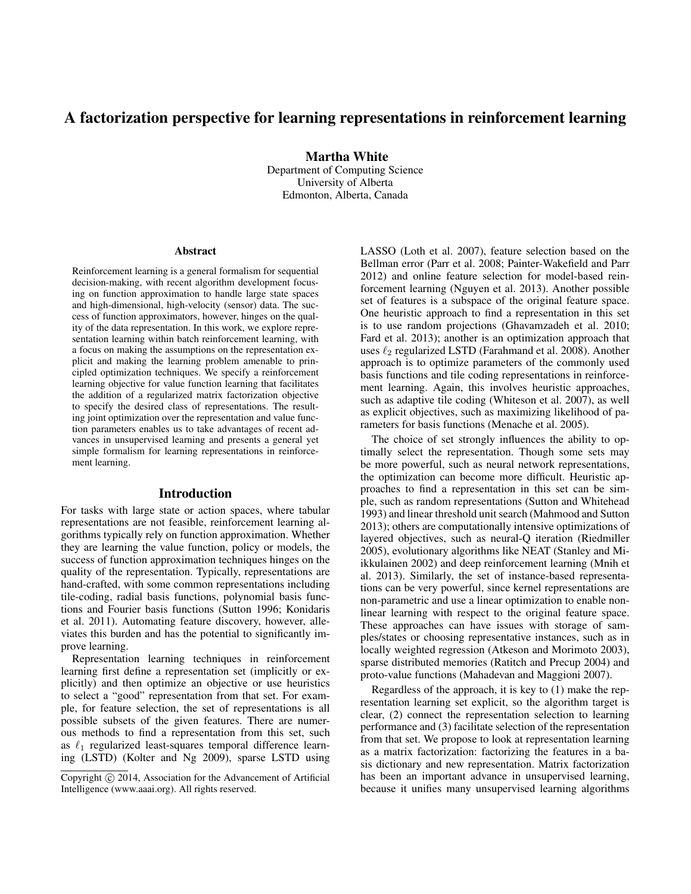# A factorization perspective for learning representations in reinforcement learning

**Martha White**
Department of Computing Science
University of Alberta
Edmonton, Alberta, Canada

## Abstract

Reinforcement learning is a general formalism for sequential decision-making, with recent algorithm development focusing on function approximation to handle large state spaces and high-dimensional, high-velocity (sensor) data. The success of function approximators, however, hinges on the quality of the data representation. In this work, we explore representation learning within batch reinforcement learning, with a focus on making the assumptions on the representation explicit and making the learning problem amenable to principled optimization techniques. We specify a reinforcement learning objective for value function learning that facilitates the addition of a regularized matrix factorization objective to specify the desired class of representations. The resulting joint optimization over the representation and value function parameters enables us to take advantages of recent advances in unsupervised learning and presents a general yet simple formalism for learning representations in reinforcement learning.

## Introduction

For tasks with large state or action spaces, where tabular representations are not feasible, reinforcement learning algorithms typically rely on function approximation. Whether they are learning the value function, policy or models, the success of function approximation techniques hinges on the quality of the representation. Typically, representations are hand-crafted, with some common representations including tile-coding, radial basis functions, polynomial basis functions and Fourier basis functions (Sutton 1996; Konidaris et al. 2011). Automating feature discovery, however, alleviates this burden and has the potential to significantly improve learning.

Representation learning techniques in reinforcement learning first define a representation set (implicitly or explicitly) and then optimize an objective or use heuristics to select a "good" representation from that set. For example, for feature selection, the set of representations is all possible subsets of the given features. There are numerous methods to find a representation from this set, such as $\ell_1$ regularized least-squares temporal difference learning (LSTD) (Kolter and Ng 2009), sparse LSTD using LASSO (Loth et al. 2007), feature selection based on the Bellman error (Parr et al. 2008; Painter-Wakefield and Parr 2012) and online feature selection for model-based reinforcement learning (Nguyen et al. 2013). Another possible set of features is a subspace of the original feature space. One heuristic approach to find a representation in this set is to use random projections (Ghavamzadeh et al. 2010; Fard et al. 2013); another is an optimization approach that uses $\ell_2$ regularized LSTD (Farahmand et al. 2008). Another approach is to optimize parameters of the commonly used basis functions and tile coding representations in reinforcement learning. Again, this involves heuristic approaches, such as adaptive tile coding (Whiteson et al. 2007), as well as explicit objectives, such as maximizing likelihood of parameters for basis functions (Menache et al. 2005).

The choice of set strongly influences the ability to optimally select the representation. Though some sets may be more powerful, such as neural network representations, the optimization can become more difficult. Heuristic approaches to find a representation in this set can be simple, such as random representations (Sutton and Whitehead 1993) and linear threshold unit search (Mahmood and Sutton 2013); others are computationally intensive optimizations of layered objectives, such as neural-Q iteration (Riedmiller 2005), evolutionary algorithms like NEAT (Stanley and Miikkulainen 2002) and deep reinforcement learning (Mnih et al. 2013). Similarly, the set of instance-based representations can be very powerful, since kernel representations are non-parametric and use a linear optimization to enable non-linear learning with respect to the original feature space. These approaches can have issues with storage of samples/states or choosing representative instances, such as in locally weighted regression (Atkeson and Morimoto 2003), sparse distributed memories (Ratitch and Precup 2004) and proto-value functions (Mahadevan and Maggioni 2007).

Regardless of the approach, it is key to (1) make the representation learning set explicit, so the algorithm target is clear, (2) connect the representation selection to learning performance and (3) facilitate selection of the representation from that set. We propose to look at representation learning as a matrix factorization: factorizing the features in a basis dictionary and new representation. Matrix factorization has been an important advance in unsupervised learning, because it unifies many unsupervised learning algorithms

Copyright © 2014, Association for the Advancement of Artificial Intelligence (www.aaai.org). All rights reserved.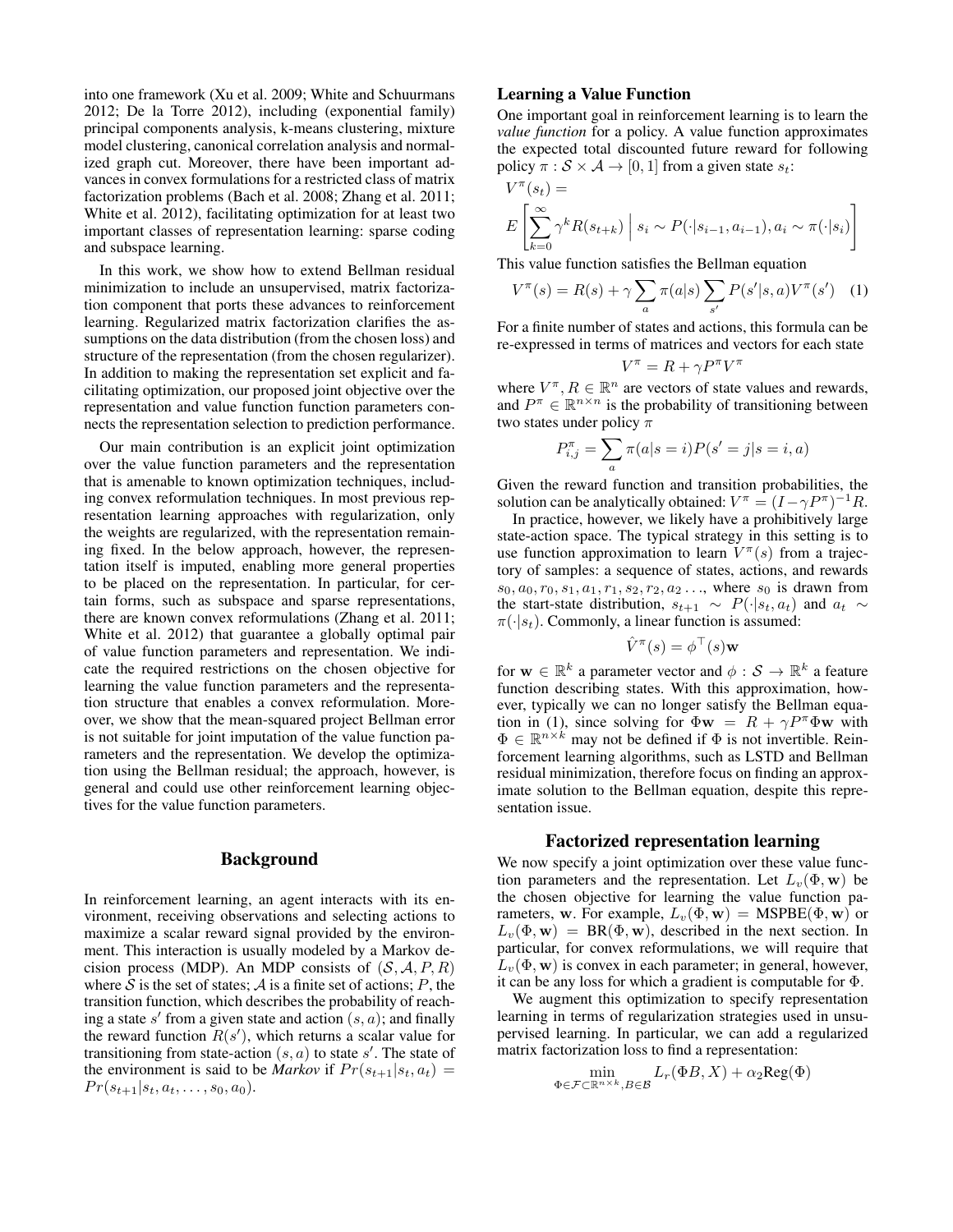into one framework (Xu et al. 2009; White and Schuurmans 2012; De la Torre 2012), including (exponential family) principal components analysis, k-means clustering, mixture model clustering, canonical correlation analysis and normalized graph cut. Moreover, there have been important advances in convex formulations for a restricted class of matrix factorization problems (Bach et al. 2008; Zhang et al. 2011; White et al. 2012), facilitating optimization for at least two important classes of representation learning: sparse coding and subspace learning.

In this work, we show how to extend Bellman residual minimization to include an unsupervised, matrix factorization component that ports these advances to reinforcement learning. Regularized matrix factorization clarifies the assumptions on the data distribution (from the chosen loss) and structure of the representation (from the chosen regularizer). In addition to making the representation set explicit and facilitating optimization, our proposed joint objective over the representation and value function function parameters connects the representation selection to prediction performance.

Our main contribution is an explicit joint optimization over the value function parameters and the representation that is amenable to known optimization techniques, including convex reformulation techniques. In most previous representation learning approaches with regularization, only the weights are regularized, with the representation remaining fixed. In the below approach, however, the representation itself is imputed, enabling more general properties to be placed on the representation. In particular, for certain forms, such as subspace and sparse representations, there are known convex reformulations (Zhang et al. 2011; White et al. 2012) that guarantee a globally optimal pair of value function parameters and representation. We indicate the required restrictions on the chosen objective for learning the value function parameters and the representation structure that enables a convex reformulation. Moreover, we show that the mean-squared project Bellman error is not suitable for joint imputation of the value function parameters and the representation. We develop the optimization using the Bellman residual; the approach, however, is general and could use other reinforcement learning objectives for the value function parameters.

## Background

In reinforcement learning, an agent interacts with its environment, receiving observations and selecting actions to maximize a scalar reward signal provided by the environment. This interaction is usually modeled by a Markov decision process (MDP). An MDP consists of $(\mathcal{S}, \mathcal{A}, P, R)$ where $\mathcal{S}$ is the set of states; $\mathcal{A}$ is a finite set of actions; $P$, the transition function, which describes the probability of reaching a state $s'$ from a given state and action $(s, a)$; and finally the reward function $R(s')$, which returns a scalar value for transitioning from state-action $(s, a)$ to state $s'$. The state of the environment is said to be *Markov* if $Pr(s_{t+1}|s_t, a_t) = Pr(s_{t+1}|s_t, a_t, \ldots, s_0, a_0)$.

### Learning a Value Function

One important goal in reinforcement learning is to learn the *value function* for a policy. A value function approximates the expected total discounted future reward for following policy $\pi : \mathcal{S} \times \mathcal{A} \to [0, 1]$ from a given state $s_t$:

$$V^\pi(s_t) = E\left[\sum_{k=0}^{\infty} \gamma^k R(s_{t+k}) \;\Big|\; s_i \sim P(\cdot|s_{i-1}, a_{i-1}), a_i \sim \pi(\cdot|s_i)\right]$$

This value function satisfies the Bellman equation

$$V^\pi(s) = R(s) + \gamma \sum_a \pi(a|s) \sum_{s'} P(s'|s, a) V^\pi(s') \quad (1)$$

For a finite number of states and actions, this formula can be re-expressed in terms of matrices and vectors for each state

$$V^\pi = R + \gamma P^\pi V^\pi$$

where $V^\pi, R \in \mathbb{R}^n$ are vectors of state values and rewards, and $P^\pi \in \mathbb{R}^{n \times n}$ is the probability of transitioning between two states under policy $\pi$

$$P^\pi_{i,j} = \sum_a \pi(a|s = i) P(s' = j|s = i, a)$$

Given the reward function and transition probabilities, the solution can be analytically obtained: $V^\pi = (I - \gamma P^\pi)^{-1} R$.

In practice, however, we likely have a prohibitively large state-action space. The typical strategy in this setting is to use function approximation to learn $V^\pi(s)$ from a trajectory of samples: a sequence of states, actions, and rewards $s_0, a_0, r_0, s_1, a_1, r_1, s_2, r_2, a_2 \ldots$, where $s_0$ is drawn from the start-state distribution, $s_{t+1} \sim P(\cdot|s_t, a_t)$ and $a_t \sim \pi(\cdot|s_t)$. Commonly, a linear function is assumed:

$$\hat{V}^\pi(s) = \phi^\top(s)\mathbf{w}$$

for $\mathbf{w} \in \mathbb{R}^k$ a parameter vector and $\phi : \mathcal{S} \to \mathbb{R}^k$ a feature function describing states. With this approximation, however, typically we can no longer satisfy the Bellman equation in (1), since solving for $\Phi\mathbf{w} = R + \gamma P^\pi \Phi \mathbf{w}$ with $\Phi \in \mathbb{R}^{n \times k}$ may not be defined if $\Phi$ is not invertible. Reinforcement learning algorithms, such as LSTD and Bellman residual minimization, therefore focus on finding an approximate solution to the Bellman equation, despite this representation issue.

## Factorized representation learning

We now specify a joint optimization over these value function parameters and the representation. Let $L_v(\Phi, \mathbf{w})$ be the chosen objective for learning the value function parameters, $\mathbf{w}$. For example, $L_v(\Phi, \mathbf{w}) = \text{MSPBE}(\Phi, \mathbf{w})$ or $L_v(\Phi, \mathbf{w}) = \text{BR}(\Phi, \mathbf{w})$, described in the next section. In particular, for convex reformulations, we will require that $L_v(\Phi, \mathbf{w})$ is convex in each parameter; in general, however, it can be any loss for which a gradient is computable for $\Phi$.

We augment this optimization to specify representation learning in terms of regularization strategies used in unsupervised learning. In particular, we can add a regularized matrix factorization loss to find a representation:

$$\min_{\Phi \in \mathcal{F} \subset \mathbb{R}^{n \times k}, B \in \mathcal{B}} L_r(\Phi B, X) + \alpha_2 \text{Reg}(\Phi)$$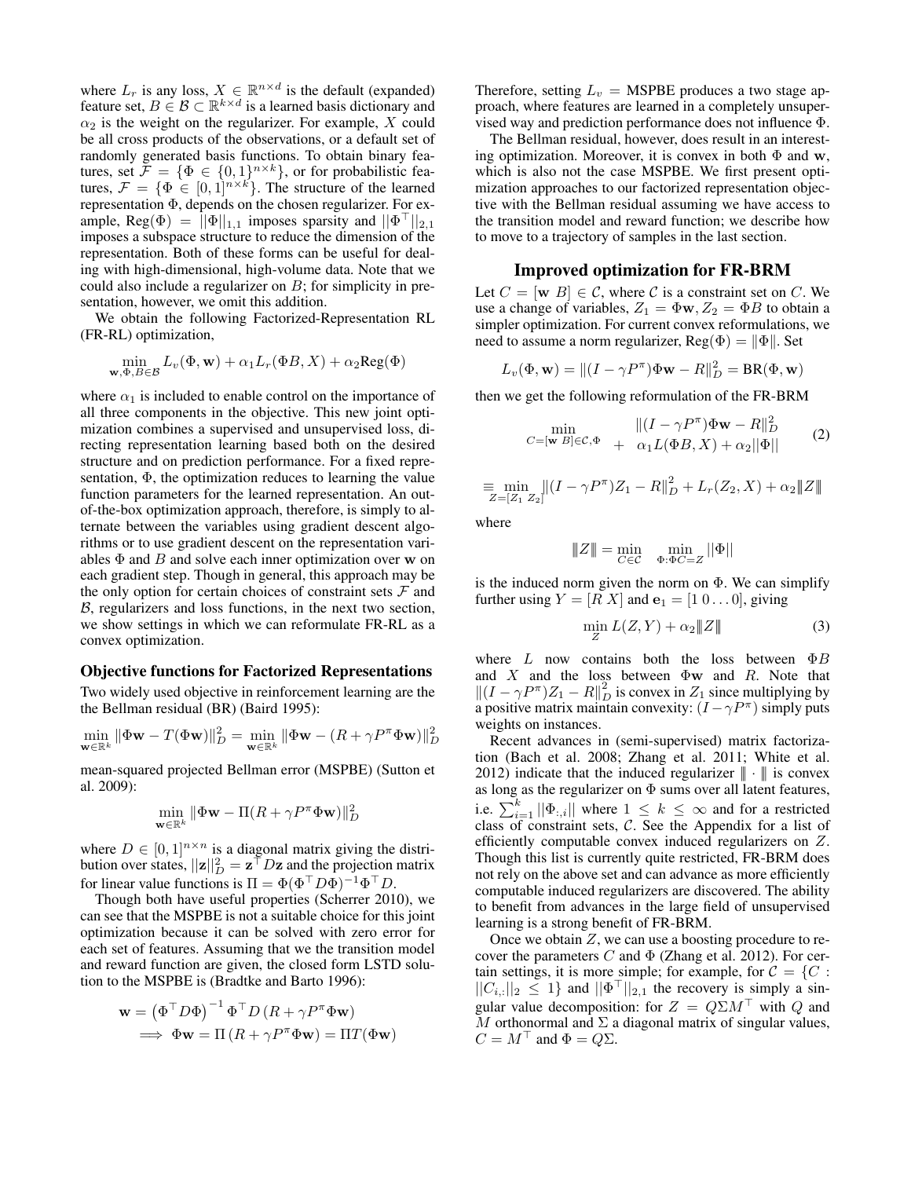where $L_r$ is any loss, $X \in \mathbb{R}^{n\times d}$ is the default (expanded) feature set, $B \in \mathcal{B} \subset \mathbb{R}^{k\times d}$ is a learned basis dictionary and $\alpha_2$ is the weight on the regularizer. For example, $X$ could be all cross products of the observations, or a default set of randomly generated basis functions. To obtain binary features, set $\mathcal{F} = \{\Phi \in \{0,1\}^{n\times k}\}$, or for probabilistic features, $\mathcal{F} = \{\Phi \in [0,1]^{n\times k}\}$. The structure of the learned representation $\Phi$, depends on the chosen regularizer. For example, $\text{Reg}(\Phi) = ||\Phi||_{1,1}$ imposes sparsity and $||\Phi^\top||_{2,1}$ imposes a subspace structure to reduce the dimension of the representation. Both of these forms can be useful for dealing with high-dimensional, high-volume data. Note that we could also include a regularizer on $B$; for simplicity in presentation, however, we omit this addition.

We obtain the following Factorized-Representation RL (FR-RL) optimization,

$$\min_{\mathbf{w},\Phi,B\in\mathcal{B}} L_v(\Phi,\mathbf{w}) + \alpha_1 L_r(\Phi B, X) + \alpha_2 \text{Reg}(\Phi)$$

where $\alpha_1$ is included to enable control on the importance of all three components in the objective. This new joint optimization combines a supervised and unsupervised loss, directing representation learning based both on the desired structure and on prediction performance. For a fixed representation, $\Phi$, the optimization reduces to learning the value function parameters for the learned representation. An out-of-the-box optimization approach, therefore, is simply to alternate between the variables using gradient descent algorithms or to use gradient descent on the representation variables $\Phi$ and $B$ and solve each inner optimization over $\mathbf{w}$ on each gradient step. Though in general, this approach may be the only option for certain choices of constraint sets $\mathcal{F}$ and $\mathcal{B}$, regularizers and loss functions, in the next two section, we show settings in which we can reformulate FR-RL as a convex optimization.

### Objective functions for Factorized Representations

Two widely used objective in reinforcement learning are the the Bellman residual (BR) (Baird 1995):

$$\min_{\mathbf{w}\in\mathbb{R}^k} \|\Phi\mathbf{w} - T(\Phi\mathbf{w})\|_D^2 = \min_{\mathbf{w}\in\mathbb{R}^k} \|\Phi\mathbf{w} - (R + \gamma P^\pi \Phi\mathbf{w})\|_D^2$$

mean-squared projected Bellman error (MSPBE) (Sutton et al. 2009):

$$\min_{\mathbf{w}\in\mathbb{R}^k} \|\Phi\mathbf{w} - \Pi(R + \gamma P^\pi \Phi\mathbf{w})\|_D^2$$

where $D \in [0,1]^{n\times n}$ is a diagonal matrix giving the distribution over states, $||\mathbf{z}||_D^2 = \mathbf{z}^\top D\mathbf{z}$ and the projection matrix for linear value functions is $\Pi = \Phi(\Phi^\top D\Phi)^{-1}\Phi^\top D$.

Though both have useful properties (Scherrer 2010), we can see that the MSPBE is not a suitable choice for this joint optimization because it can be solved with zero error for each set of features. Assuming that we the transition model and reward function are given, the closed form LSTD solution to the MSPBE is (Bradtke and Barto 1996):

$$\begin{aligned}
\mathbf{w} &= \left(\Phi^\top D\Phi\right)^{-1} \Phi^\top D \left(R + \gamma P^\pi \Phi\mathbf{w}\right) \\
\implies \Phi\mathbf{w} &= \Pi\left(R + \gamma P^\pi \Phi\mathbf{w}\right) = \Pi T(\Phi\mathbf{w})
\end{aligned}$$

Therefore, setting $L_v$ = MSPBE produces a two stage approach, where features are learned in a completely unsupervised way and prediction performance does not influence $\Phi$.

The Bellman residual, however, does result in an interesting optimization. Moreover, it is convex in both $\Phi$ and $\mathbf{w}$, which is also not the case MSPBE. We first present optimization approaches to our factorized representation objective with the Bellman residual assuming we have access to the transition model and reward function; we describe how to move to a trajectory of samples in the last section.

## Improved optimization for FR-BRM

Let $C = [\mathbf{w}\ B] \in \mathcal{C}$, where $\mathcal{C}$ is a constraint set on $C$. We use a change of variables, $Z_1 = \Phi\mathbf{w}, Z_2 = \Phi B$ to obtain a simpler optimization. For current convex reformulations, we need to assume a norm regularizer, $\text{Reg}(\Phi) = \|\Phi\|$. Set

$$L_v(\Phi,\mathbf{w}) = \|(I - \gamma P^\pi)\Phi\mathbf{w} - R\|_D^2 = \text{BR}(\Phi,\mathbf{w})$$

then we get the following reformulation of the FR-BRM

$$\min_{C=[\mathbf{w}\ B]\in\mathcal{C},\Phi} \begin{array}{l} \|(I-\gamma P^\pi)\Phi\mathbf{w} - R\|_D^2 \\ +\ \ \alpha_1 L(\Phi B, X) + \alpha_2 ||\Phi|| \end{array} \tag{2}$$

$$\equiv \min_{Z=[Z_1\ Z_2]} \|(I-\gamma P^\pi)Z_1 - R\|_D^2 + L_r(Z_2, X) + \alpha_2 \|\!|Z|\!\|$$

where

$$\|\!|Z|\!\| = \min_{C\in\mathcal{C}} \quad \min_{\Phi:\Phi C = Z} ||\Phi||$$

is the induced norm given the norm on $\Phi$. We can simplify further using $Y = [R\ X]$ and $\mathbf{e}_1 = [1\ 0 \ldots 0]$, giving

$$\min_Z L(Z,Y) + \alpha_2 \|\!|Z|\!\| \tag{3}$$

where $L$ now contains both the loss between $\Phi B$ and $X$ and the loss between $\Phi\mathbf{w}$ and $R$. Note that $\|(I-\gamma P^\pi)Z_1 - R\|_D^2$ is convex in $Z_1$ since multiplying by a positive matrix maintain convexity: $(I - \gamma P^\pi)$ simply puts weights on instances.

Recent advances in (semi-supervised) matrix factorization (Bach et al. 2008; Zhang et al. 2011; White et al. 2012) indicate that the induced regularizer $\|\!|\cdot|\!\|$ is convex as long as the regularizer on $\Phi$ sums over all latent features, i.e. $\sum_{i=1}^k ||\Phi_{:,i}||$ where $1 \leq k \leq \infty$ and for a restricted class of constraint sets, $\mathcal{C}$. See the Appendix for a list of efficiently computable convex induced regularizers on $Z$. Though this list is currently quite restricted, FR-BRM does not rely on the above set and can advance as more efficiently computable induced regularizers are discovered. The ability to benefit from advances in the large field of unsupervised learning is a strong benefit of FR-BRM.

Once we obtain $Z$, we can use a boosting procedure to recover the parameters $C$ and $\Phi$ (Zhang et al. 2012). For certain settings, it is more simple; for example, for $\mathcal{C} = \{C : ||C_{i,:}||_2 \leq 1\}$ and $||\Phi^\top||_{2,1}$ the recovery is simply a singular value decomposition: for $Z = Q\Sigma M^\top$ with $Q$ and $M$ orthonormal and $\Sigma$ a diagonal matrix of singular values, $C = M^\top$ and $\Phi = Q\Sigma$.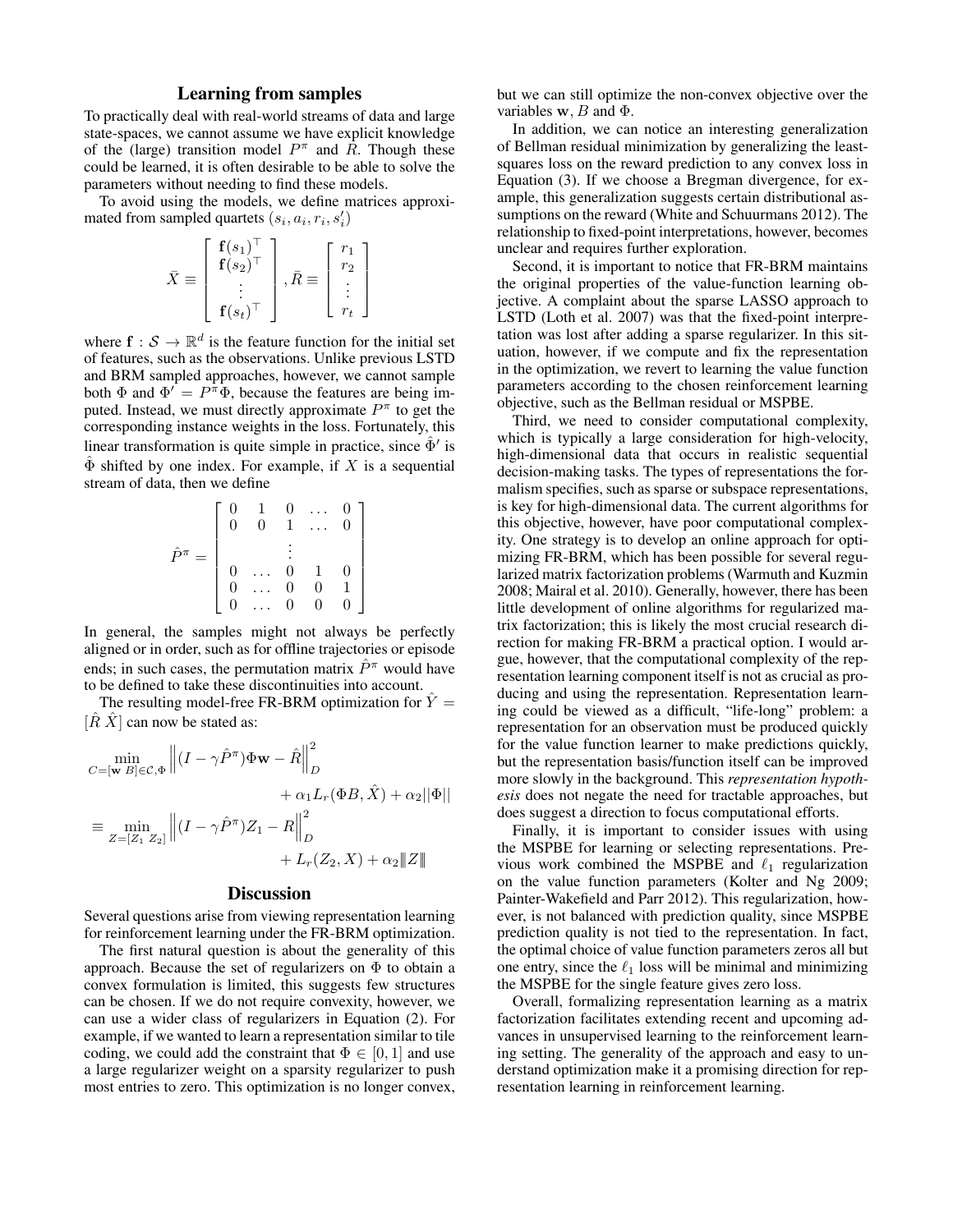## Learning from samples

To practically deal with real-world streams of data and large state-spaces, we cannot assume we have explicit knowledge of the (large) transition model $P^\pi$ and $R$. Though these could be learned, it is often desirable to be able to solve the parameters without needing to find these models.

To avoid using the models, we define matrices approximated from sampled quartets $(s_i, a_i, r_i, s_i')$

$$\bar{X} \equiv \begin{bmatrix} \mathbf{f}(s_1)^\top \\ \mathbf{f}(s_2)^\top \\ \vdots \\ \mathbf{f}(s_t)^\top \end{bmatrix}, \bar{R} \equiv \begin{bmatrix} r_1 \\ r_2 \\ \vdots \\ r_t \end{bmatrix}$$

where $\mathbf{f} : \mathcal{S} \to \mathbb{R}^d$ is the feature function for the initial set of features, such as the observations. Unlike previous LSTD and BRM sampled approaches, however, we cannot sample both $\Phi$ and $\Phi' = P^\pi \Phi$, because the features are being imputed. Instead, we must directly approximate $P^\pi$ to get the corresponding instance weights in the loss. Fortunately, this linear transformation is quite simple in practice, since $\hat{\Phi}'$ is $\hat{\Phi}$ shifted by one index. For example, if $X$ is a sequential stream of data, then we define

$$\hat{P}^\pi = \begin{bmatrix} 0 & 1 & 0 & \dots & 0 \\ 0 & 0 & 1 & \dots & 0 \\ & & \vdots & & \\ 0 & \dots & 0 & 1 & 0 \\ 0 & \dots & 0 & 0 & 1 \\ 0 & \dots & 0 & 0 & 0 \end{bmatrix}$$

In general, the samples might not always be perfectly aligned or in order, such as for offline trajectories or episode ends; in such cases, the permutation matrix $\hat{P}^\pi$ would have to be defined to take these discontinuities into account.

The resulting model-free FR-BRM optimization for $\hat{Y} = [\hat{R}\ \hat{X}]$ can now be stated as:

$$\begin{aligned} \min_{C=[\mathbf{w}\ B]\in\mathcal{C},\Phi} & \left\|(I - \gamma\hat{P}^\pi)\Phi\mathbf{w} - \hat{R}\right\|_D^2 \\ & + \alpha_1 L_r(\Phi B, \hat{X}) + \alpha_2 ||\Phi|| \\ \equiv \min_{Z=[Z_1\ Z_2]} & \left\|(I - \gamma\hat{P}^\pi)Z_1 - R\right\|_D^2 \\ & + L_r(Z_2, X) + \alpha_2 |||Z||| \end{aligned}$$

## Discussion

Several questions arise from viewing representation learning for reinforcement learning under the FR-BRM optimization.

The first natural question is about the generality of this approach. Because the set of regularizers on $\Phi$ to obtain a convex formulation is limited, this suggests few structures can be chosen. If we do not require convexity, however, we can use a wider class of regularizers in Equation (2). For example, if we wanted to learn a representation similar to tile coding, we could add the constraint that $\Phi \in [0, 1]$ and use a large regularizer weight on a sparsity regularizer to push most entries to zero. This optimization is no longer convex, but we can still optimize the non-convex objective over the variables $\mathbf{w}$, $B$ and $\Phi$.

In addition, we can notice an interesting generalization of Bellman residual minimization by generalizing the least-squares loss on the reward prediction to any convex loss in Equation (3). If we choose a Bregman divergence, for example, this generalization suggests certain distributional assumptions on the reward (White and Schuurmans 2012). The relationship to fixed-point interpretations, however, becomes unclear and requires further exploration.

Second, it is important to notice that FR-BRM maintains the original properties of the value-function learning objective. A complaint about the sparse LASSO approach to LSTD (Loth et al. 2007) was that the fixed-point interpretation was lost after adding a sparse regularizer. In this situation, however, if we compute and fix the representation in the optimization, we revert to learning the value function parameters according to the chosen reinforcement learning objective, such as the Bellman residual or MSPBE.

Third, we need to consider computational complexity, which is typically a large consideration for high-velocity, high-dimensional data that occurs in realistic sequential decision-making tasks. The types of representations the formalism specifies, such as sparse or subspace representations, is key for high-dimensional data. The current algorithms for this objective, however, have poor computational complexity. One strategy is to develop an online approach for optimizing FR-BRM, which has been possible for several regularized matrix factorization problems (Warmuth and Kuzmin 2008; Mairal et al. 2010). Generally, however, there has been little development of online algorithms for regularized matrix factorization; this is likely the most crucial research direction for making FR-BRM a practical option. I would argue, however, that the computational complexity of the representation learning component itself is not as crucial as producing and using the representation. Representation learning could be viewed as a difficult, "life-long" problem: a representation for an observation must be produced quickly for the value function learner to make predictions quickly, but the representation basis/function itself can be improved more slowly in the background. This *representation hypothesis* does not negate the need for tractable approaches, but does suggest a direction to focus computational efforts.

Finally, it is important to consider issues with using the MSPBE for learning or selecting representations. Previous work combined the MSPBE and $\ell_1$ regularization on the value function parameters (Kolter and Ng 2009; Painter-Wakefield and Parr 2012). This regularization, however, is not balanced with prediction quality, since MSPBE prediction quality is not tied to the representation. In fact, the optimal choice of value function parameters zeros all but one entry, since the $\ell_1$ loss will be minimal and minimizing the MSPBE for the single feature gives zero loss.

Overall, formalizing representation learning as a matrix factorization facilitates extending recent and upcoming advances in unsupervised learning to the reinforcement learning setting. The generality of the approach and easy to understand optimization make it a promising direction for representation learning in reinforcement learning.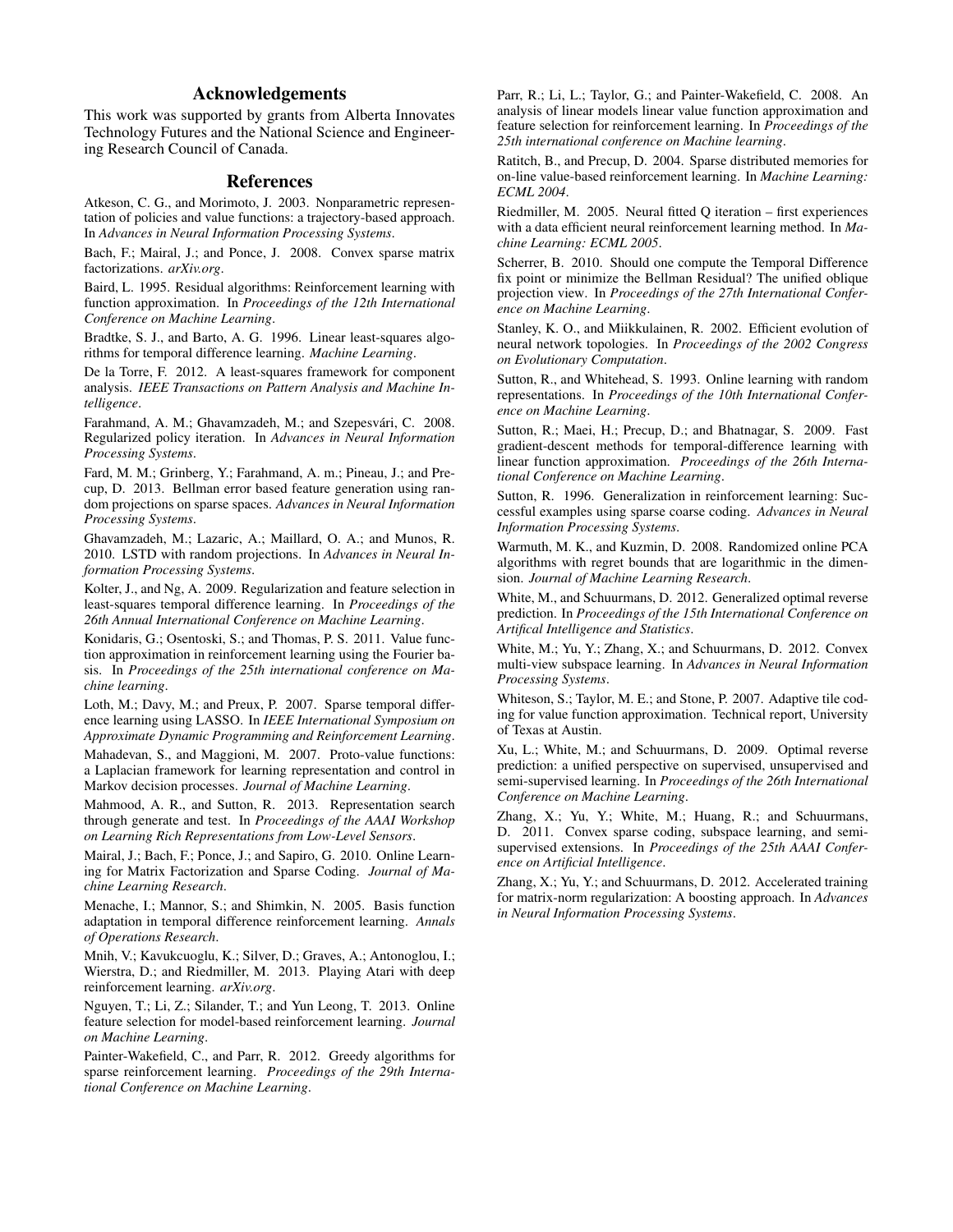## Acknowledgements

This work was supported by grants from Alberta Innovates Technology Futures and the National Science and Engineering Research Council of Canada.

## References

Atkeson, C. G., and Morimoto, J. 2003. Nonparametric representation of policies and value functions: a trajectory-based approach. In *Advances in Neural Information Processing Systems*.

Bach, F.; Mairal, J.; and Ponce, J. 2008. Convex sparse matrix factorizations. *arXiv.org*.

Baird, L. 1995. Residual algorithms: Reinforcement learning with function approximation. In *Proceedings of the 12th International Conference on Machine Learning*.

Bradtke, S. J., and Barto, A. G. 1996. Linear least-squares algorithms for temporal difference learning. *Machine Learning*.

De la Torre, F. 2012. A least-squares framework for component analysis. *IEEE Transactions on Pattern Analysis and Machine Intelligence*.

Farahmand, A. M.; Ghavamzadeh, M.; and Szepesvári, C. 2008. Regularized policy iteration. In *Advances in Neural Information Processing Systems*.

Fard, M. M.; Grinberg, Y.; Farahmand, A. m.; Pineau, J.; and Precup, D. 2013. Bellman error based feature generation using random projections on sparse spaces. *Advances in Neural Information Processing Systems*.

Ghavamzadeh, M.; Lazaric, A.; Maillard, O. A.; and Munos, R. 2010. LSTD with random projections. In *Advances in Neural Information Processing Systems*.

Kolter, J., and Ng, A. 2009. Regularization and feature selection in least-squares temporal difference learning. In *Proceedings of the 26th Annual International Conference on Machine Learning*.

Konidaris, G.; Osentoski, S.; and Thomas, P. S. 2011. Value function approximation in reinforcement learning using the Fourier basis. In *Proceedings of the 25th international conference on Machine learning*.

Loth, M.; Davy, M.; and Preux, P. 2007. Sparse temporal difference learning using LASSO. In *IEEE International Symposium on Approximate Dynamic Programming and Reinforcement Learning*.

Mahadevan, S., and Maggioni, M. 2007. Proto-value functions: a Laplacian framework for learning representation and control in Markov decision processes. *Journal of Machine Learning*.

Mahmood, A. R., and Sutton, R. 2013. Representation search through generate and test. In *Proceedings of the AAAI Workshop on Learning Rich Representations from Low-Level Sensors*.

Mairal, J.; Bach, F.; Ponce, J.; and Sapiro, G. 2010. Online Learning for Matrix Factorization and Sparse Coding. *Journal of Machine Learning Research*.

Menache, I.; Mannor, S.; and Shimkin, N. 2005. Basis function adaptation in temporal difference reinforcement learning. *Annals of Operations Research*.

Mnih, V.; Kavukcuoglu, K.; Silver, D.; Graves, A.; Antonoglou, I.; Wierstra, D.; and Riedmiller, M. 2013. Playing Atari with deep reinforcement learning. *arXiv.org*.

Nguyen, T.; Li, Z.; Silander, T.; and Yun Leong, T. 2013. Online feature selection for model-based reinforcement learning. *Journal on Machine Learning*.

Painter-Wakefield, C., and Parr, R. 2012. Greedy algorithms for sparse reinforcement learning. *Proceedings of the 29th International Conference on Machine Learning*.

Parr, R.; Li, L.; Taylor, G.; and Painter-Wakefield, C. 2008. An analysis of linear models linear value function approximation and feature selection for reinforcement learning. In *Proceedings of the 25th international conference on Machine learning*.

Ratitch, B., and Precup, D. 2004. Sparse distributed memories for on-line value-based reinforcement learning. In *Machine Learning: ECML 2004*.

Riedmiller, M. 2005. Neural fitted Q iteration – first experiences with a data efficient neural reinforcement learning method. In *Machine Learning: ECML 2005*.

Scherrer, B. 2010. Should one compute the Temporal Difference fix point or minimize the Bellman Residual? The unified oblique projection view. In *Proceedings of the 27th International Conference on Machine Learning*.

Stanley, K. O., and Miikkulainen, R. 2002. Efficient evolution of neural network topologies. In *Proceedings of the 2002 Congress on Evolutionary Computation*.

Sutton, R., and Whitehead, S. 1993. Online learning with random representations. In *Proceedings of the 10th International Conference on Machine Learning*.

Sutton, R.; Maei, H.; Precup, D.; and Bhatnagar, S. 2009. Fast gradient-descent methods for temporal-difference learning with linear function approximation. *Proceedings of the 26th International Conference on Machine Learning*.

Sutton, R. 1996. Generalization in reinforcement learning: Successful examples using sparse coarse coding. *Advances in Neural Information Processing Systems*.

Warmuth, M. K., and Kuzmin, D. 2008. Randomized online PCA algorithms with regret bounds that are logarithmic in the dimension. *Journal of Machine Learning Research*.

White, M., and Schuurmans, D. 2012. Generalized optimal reverse prediction. In *Proceedings of the 15th International Conference on Artifical Intelligence and Statistics*.

White, M.; Yu, Y.; Zhang, X.; and Schuurmans, D. 2012. Convex multi-view subspace learning. In *Advances in Neural Information Processing Systems*.

Whiteson, S.; Taylor, M. E.; and Stone, P. 2007. Adaptive tile coding for value function approximation. Technical report, University of Texas at Austin.

Xu, L.; White, M.; and Schuurmans, D. 2009. Optimal reverse prediction: a unified perspective on supervised, unsupervised and semi-supervised learning. In *Proceedings of the 26th International Conference on Machine Learning*.

Zhang, X.; Yu, Y.; White, M.; Huang, R.; and Schuurmans, D. 2011. Convex sparse coding, subspace learning, and semi-supervised extensions. In *Proceedings of the 25th AAAI Conference on Artificial Intelligence*.

Zhang, X.; Yu, Y.; and Schuurmans, D. 2012. Accelerated training for matrix-norm regularization: A boosting approach. In *Advances in Neural Information Processing Systems*.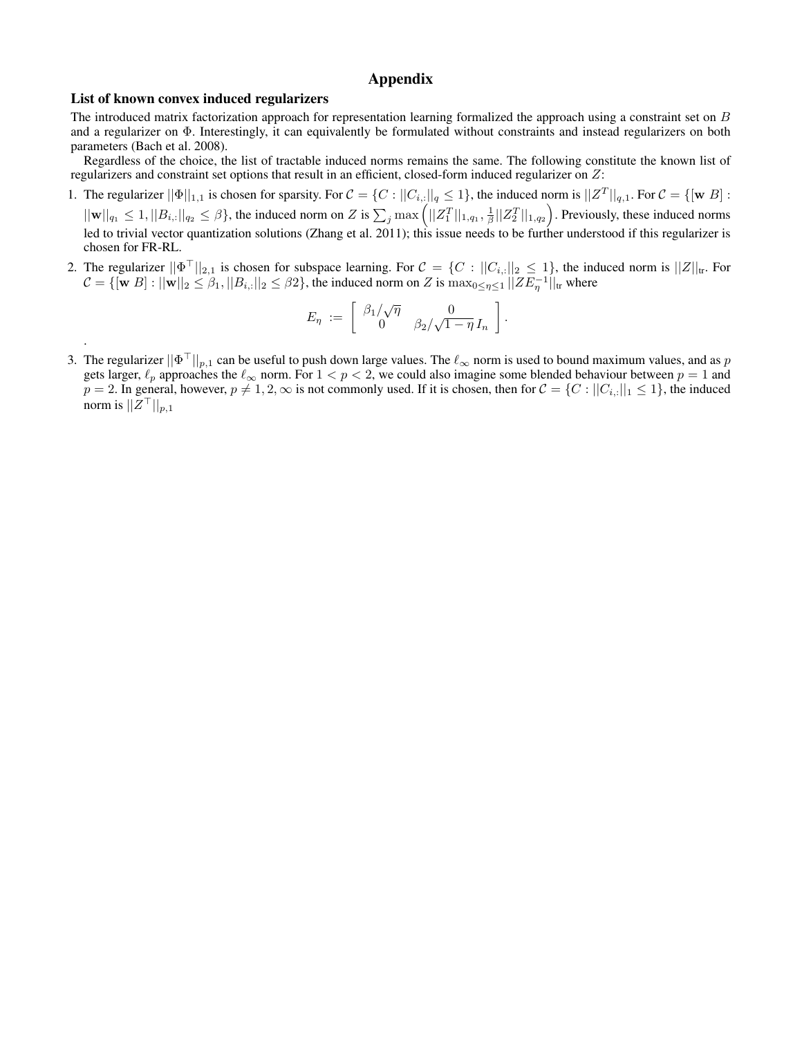# Appendix

## List of known convex induced regularizers

The introduced matrix factorization approach for representation learning formalized the approach using a constraint set on $B$ and a regularizer on $\Phi$. Interestingly, it can equivalently be formulated without constraints and instead regularizers on both parameters (Bach et al. 2008).

Regardless of the choice, the list of tractable induced norms remains the same. The following constitute the known list of regularizers and constraint set options that result in an efficient, closed-form induced regularizer on $Z$:

1. The regularizer $||\Phi||_{1,1}$ is chosen for sparsity. For $\mathcal{C} = \{C : ||C_{i,:}||_q \leq 1\}$, the induced norm is $||Z^T||_{q,1}$. For $\mathcal{C} = \{[\mathbf{w}\ B] : ||\mathbf{w}||_{q_1} \leq 1, ||B_{i,:}||_{q_2} \leq \beta\}$, the induced norm on $Z$ is $\sum_j \max\left(||Z_1^T||_{1,q_1}, \frac{1}{\beta}||Z_2^T||_{1,q_2}\right)$. Previously, these induced norms led to trivial vector quantization solutions (Zhang et al. 2011); this issue needs to be further understood if this regularizer is chosen for FR-RL.

2. The regularizer $||\Phi^\top||_{2,1}$ is chosen for subspace learning. For $\mathcal{C} = \{C : ||C_{i,:}||_2 \leq 1\}$, the induced norm is $||Z||_{\text{tr}}$. For $\mathcal{C} = \{[\mathbf{w}\ B] : ||\mathbf{w}||_2 \leq \beta_1, ||B_{i,:}||_2 \leq \beta 2\}$, the induced norm on $Z$ is $\max_{0 \leq \eta \leq 1} ||ZE_\eta^{-1}||_{\text{tr}}$ where

$$E_\eta := \begin{bmatrix} \beta_1/\sqrt{\eta} & 0 \\ 0 & \beta_2/\sqrt{1-\eta}\, I_n \end{bmatrix}.$$

.

3. The regularizer $||\Phi^\top||_{p,1}$ can be useful to push down large values. The $\ell_\infty$ norm is used to bound maximum values, and as $p$ gets larger, $\ell_p$ approaches the $\ell_\infty$ norm. For $1 < p < 2$, we could also imagine some blended behaviour between $p = 1$ and $p = 2$. In general, however, $p \neq 1, 2, \infty$ is not commonly used. If it is chosen, then for $\mathcal{C} = \{C : ||C_{i,:}||_1 \leq 1\}$, the induced norm is $||Z^\top||_{p,1}$